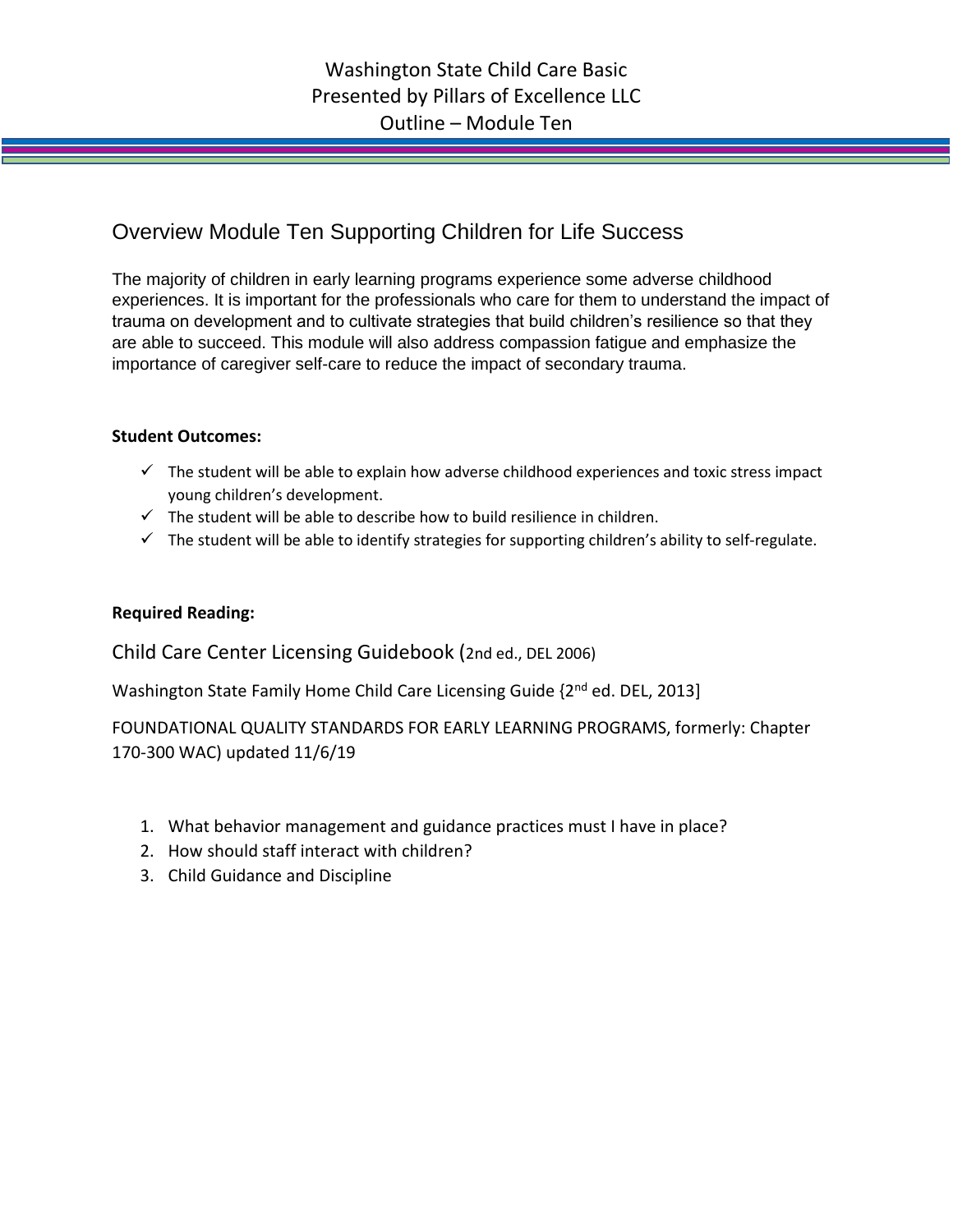Washington State Child Care Basic
Presented by Pillars of Excellence LLC
Outline – Module Ten

# Overview Module Ten Supporting Children for Life Success

The majority of children in early learning programs experience some adverse childhood experiences. It is important for the professionals who care for them to understand the impact of trauma on development and to cultivate strategies that build children's resilience so that they are able to succeed. This module will also address compassion fatigue and emphasize the importance of caregiver self-care to reduce the impact of secondary trauma.

**Student Outcomes:**

- ✓ The student will be able to explain how adverse childhood experiences and toxic stress impact young children's development.
- ✓ The student will be able to describe how to build resilience in children.
- ✓ The student will be able to identify strategies for supporting children's ability to self-regulate.

**Required Reading:**

Child Care Center Licensing Guidebook (2nd ed., DEL 2006)

Washington State Family Home Child Care Licensing Guide {2nd ed. DEL, 2013]

FOUNDATIONAL QUALITY STANDARDS FOR EARLY LEARNING PROGRAMS, formerly: Chapter 170-300 WAC) updated 11/6/19

1. What behavior management and guidance practices must I have in place?
2. How should staff interact with children?
3. Child Guidance and Discipline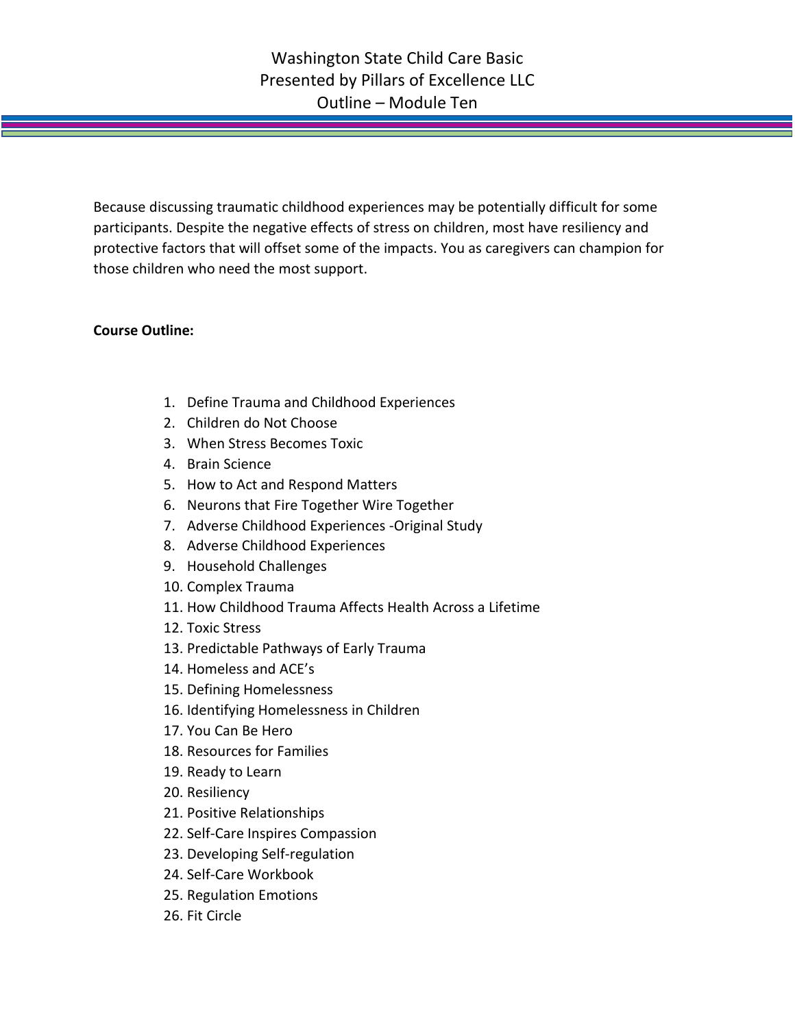# Washington State Child Care Basic
## Presented by Pillars of Excellence LLC
## Outline – Module Ten

Because discussing traumatic childhood experiences may be potentially difficult for some participants. Despite the negative effects of stress on children, most have resiliency and protective factors that will offset some of the impacts. You as caregivers can champion for those children who need the most support.

**Course Outline:**

1. Define Trauma and Childhood Experiences
2. Children do Not Choose
3. When Stress Becomes Toxic
4. Brain Science
5. How to Act and Respond Matters
6. Neurons that Fire Together Wire Together
7. Adverse Childhood Experiences -Original Study
8. Adverse Childhood Experiences
9. Household Challenges
10. Complex Trauma
11. How Childhood Trauma Affects Health Across a Lifetime
12. Toxic Stress
13. Predictable Pathways of Early Trauma
14. Homeless and ACE's
15. Defining Homelessness
16. Identifying Homelessness in Children
17. You Can Be Hero
18. Resources for Families
19. Ready to Learn
20. Resiliency
21. Positive Relationships
22. Self-Care Inspires Compassion
23. Developing Self-regulation
24. Self-Care Workbook
25. Regulation Emotions
26. Fit Circle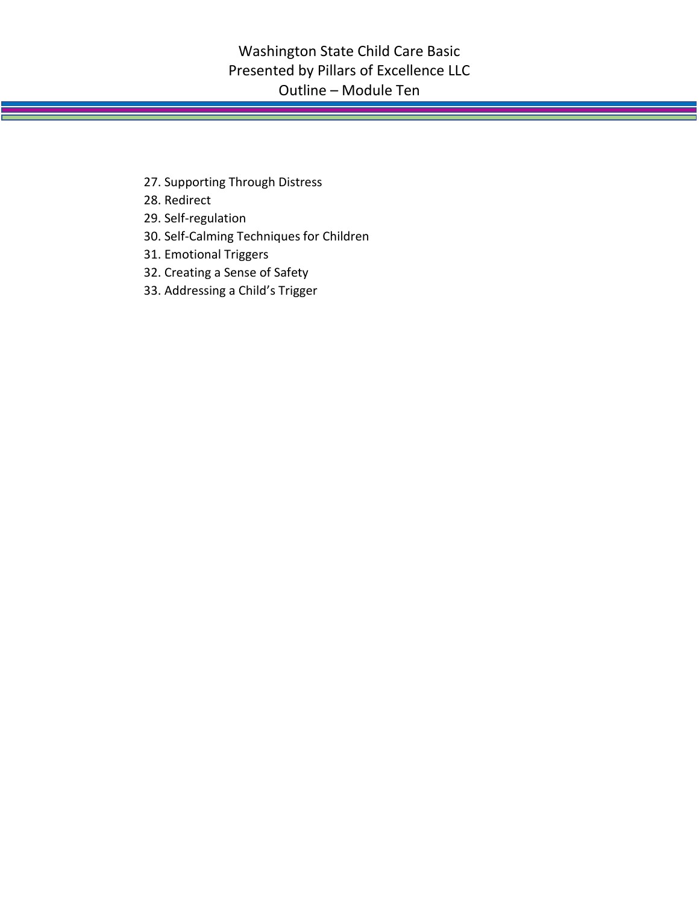27. Supporting Through Distress
28. Redirect
29. Self-regulation
30. Self-Calming Techniques for Children
31. Emotional Triggers
32. Creating a Sense of Safety
33. Addressing a Child's Trigger